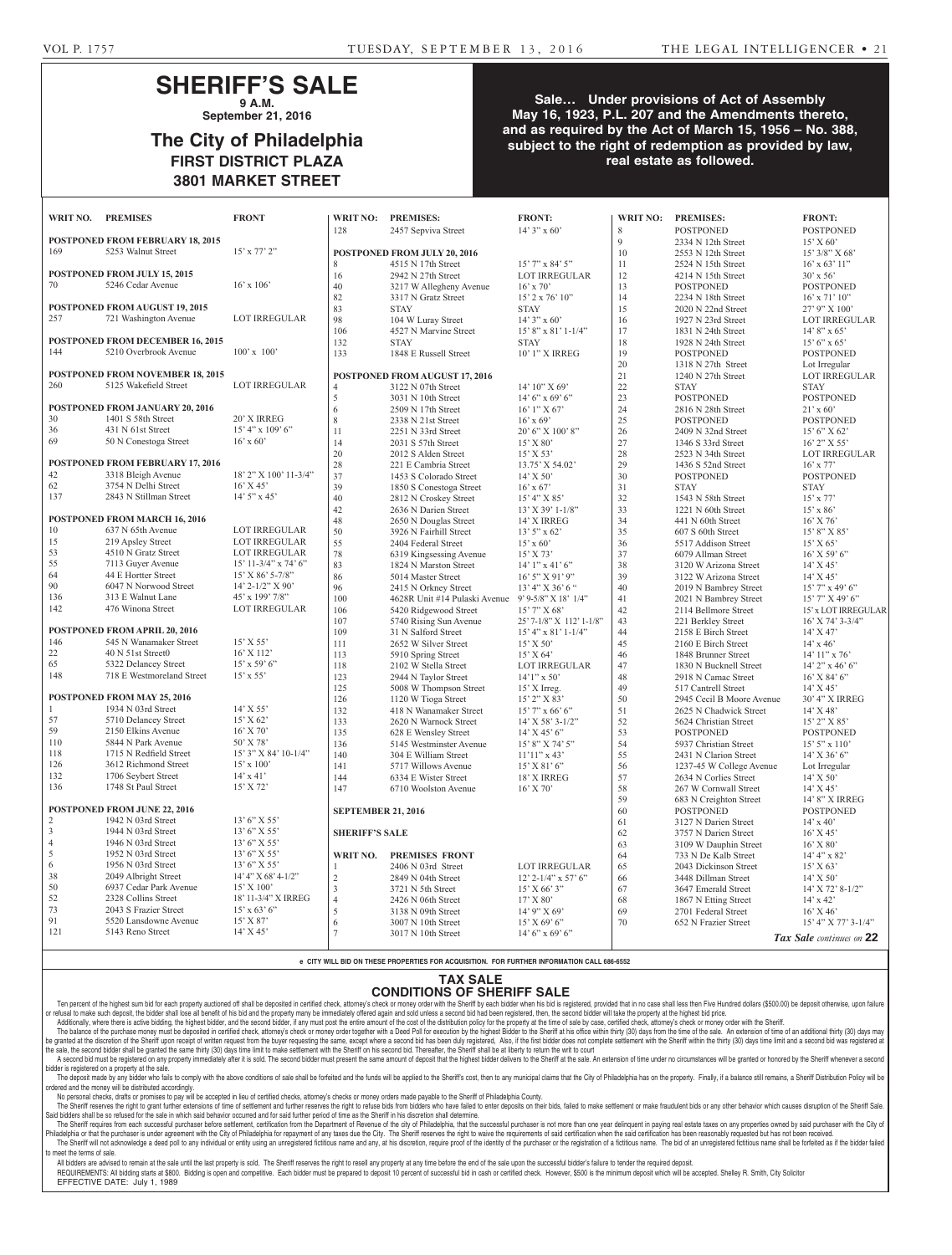# SHERIFF'S SALE

**9 A.M.**
**September 21, 2016**

## The City of Philadelphia
## FIRST DISTRICT PLAZA
## 3801 MARKET STREET

**Sale… Under provisions of Act of Assembly May 16, 1923, P.L. 207 and the Amendments thereto, and as required by the Act of March 15, 1956 – No. 388, subject to the right of redemption as provided by law, real estate as followed.**

| WRIT NO. | PREMISES | FRONT |
|---|---|---|
| **POSTPONED FROM FEBRUARY 18, 2015** | | |
| 169 | 5253 Walnut Street | 15' x 77' 2" |
| **POSTPONED FROM JULY 15, 2015** | | |
| 70 | 5246 Cedar Avenue | 16' x 106' |
| **POSTPONED FROM AUGUST 19, 2015** | | |
| 257 | 721 Washington Avenue | LOT IRREGULAR |
| **POSTPONED FROM DECEMBER 16, 2015** | | |
| 144 | 5210 Overbrook Avenue | 100' x 100' |
| **POSTPONED FROM NOVEMBER 18, 2015** | | |
| 260 | 5125 Wakefield Street | LOT IRREGULAR |
| **POSTPONED FROM JANUARY 20, 2016** | | |
| 30 | 1401 S 58th Street | 20' X IRREG |
| 36 | 431 N 61st Street | 15' 4" x 109' 6" |
| 69 | 50 N Conestoga Street | 16' x 60' |
| **POSTPONED FROM FEBRUARY 17, 2016** | | |
| 42 | 3318 Bleigh Avenue | 18' 2" X 100' 11-3/4" |
| 62 | 3754 N Delhi Street | 16' X 45' |
| 137 | 2843 N Stillman Street | 14' 5" x 45' |
| **POSTPONED FROM MARCH 16, 2016** | | |
| 10 | 637 N 65th Avenue | LOT IRREGULAR |
| 15 | 219 Apsley Street | LOT IRREGULAR |
| 53 | 4510 N Gratz Street | LOT IRREGULAR |
| 55 | 7113 Guyer Avenue | 15' 11-3/4" x 74' 6" |
| 64 | 44 E Hortter Street | 15' X 86' 5-7/8" |
| 90 | 6047 N Norwood Street | 14' 2-1/2" X 90' |
| 136 | 313 E Walnut Lane | 45' x 199' 7/8" |
| 142 | 476 Winona Street | LOT IRREGULAR |
| **POSTPONED FROM APRIL 20, 2016** | | |
| 146 | 545 N Wanamaker Street | 15' X 55' |
| 22 | 40 N 51st Street0 | 16' X 112' |
| 65 | 5322 Delancey Street | 15' x 59' 6" |
| 148 | 718 E Westmoreland Street | 15' x 55' |
| **POSTPONED FROM MAY 25, 2016** | | |
| 1 | 1934 N 03rd Street | 14' X 55' |
| 57 | 5710 Delancey Street | 15' X 62' |
| 59 | 2150 Elkins Avenue | 16' X 70' |
| 110 | 5844 N Park Avenue | 50' X 78' |
| 118 | 1715 N Redfield Street | 15' 3" X 84' 10-1/4" |
| 126 | 3612 Richmond Street | 15' x 100' |
| 132 | 1706 Seybert Street | 14' x 41' |
| 136 | 1748 St Paul Street | 15' X 72' |
| **POSTPONED FROM JUNE 22, 2016** | | |
| 2 | 1942 N 03rd Street | 13' 6" X 55' |
| 3 | 1944 N 03rd Street | 13' 6" X 55' |
| 4 | 1946 N 03rd Street | 13' 6" X 55' |
| 5 | 1952 N 03rd Street | 13' 6" X 55' |
| 6 | 1956 N 03rd Street | 13' 6" X 55' |
| 38 | 2049 Albright Street | 14' 4" X 68' 4-1/2" |
| 50 | 6937 Cedar Park Avenue | 15' X 100' |
| 52 | 2328 Collins Street | 18' 11-3/4" X IRREG |
| 73 | 2043 S Frazier Street | 15' x 63' 6" |
| 91 | 5520 Lansdowne Avenue | 15' X 87' |
| 121 | 5143 Reno Street | 14' X 45' |
| 128 | 2457 Sepviva Street | 14' 3" x 60' |
| **POSTPONED FROM JULY 20, 2016** | | |
| 8 | 4515 N 17th Street | 15' 7" x 84' 5" |
| 16 | 2942 N 27th Street | LOT IRREGULAR |
| 40 | 3217 W Allegheny Avenue | 16' x 70' |
| 82 | 3317 N Gratz Street | 15' 2 x 76' 10" |
| 83 | STAY | STAY |
| 98 | 104 W Luray Street | 14' 3" x 60' |
| 106 | 4527 N Marvine Street | 15' 8" x 81' 1-1/4" |
| 132 | STAY | STAY |
| 133 | 1848 E Russell Street | 10' 1" X IRREG |
| **POSTPONED FROM AUGUST 17, 2016** | | |
| 4 | 3122 N 07th Street | 14' 10" X 69' |
| 5 | 3031 N 10th Street | 14' 6" x 69' 6" |
| 6 | 2509 N 17th Street | 16' 1" X 67' |
| 8 | 2338 N 21st Street | 16' x 69' |
| 11 | 2251 N 33rd Street | 20' 6" X 100' 8" |
| 14 | 2031 S 57th Street | 15' X 80' |
| 20 | 2012 S Alden Street | 15' X 53' |
| 28 | 221 E Cambria Street | 13.75' X 54.02' |
| 37 | 1453 S Colorado Street | 14' X 50' |
| 39 | 1850 S Conestoga Street | 16' x 67' |
| 40 | 2812 N Croskey Street | 15' 4" X 85' |
| 42 | 2636 N Darien Street | 13' X 39' 1-1/8" |
| 48 | 2650 N Douglas Street | 14' X IRREG |
| 50 | 3926 N Fairhill Street | 13' 5" x 62' |
| 55 | 2404 Federal Street | 15' x 60' |
| 78 | 6319 Kingsessing Avenue | 15' X 73' |
| 83 | 1824 N Marston Street | 14' 1" x 41' 6" |
| 86 | 5014 Master Street | 16' 5" X 91' 9" |
| 96 | 2415 N Orkney Street | 13' 4" X 36' 6 " |
| 100 | 4628R Unit #14 Pulaski Avenue | 9' 9-5/8" X 18' 1/4" |
| 106 | 5420 Ridgewood Street | 15' 7" X 68' |
| 107 | 5740 Rising Sun Avenue | 25' 7-1/8" X 112' 1-1/8" |
| 109 | 31 N Salford Street | 15' 4" x 81' 1-1/4" |
| 111 | 2652 W Silver Street | 15' X 50' |
| 113 | 5910 Spring Street | 15' X 64' |
| 118 | 2102 W Stella Street | LOT IRREGULAR |
| 123 | 2944 N Taylor Street | 14'1" x 50' |
| 125 | 5008 W Thompson Street | 15' X Irreg. |
| 126 | 1120 W Tioga Street | 15' 2" X 83' |
| 132 | 418 N Wanamaker Street | 15' 7" x 66' 6" |
| 133 | 2620 N Warnock Street | 14' X 58' 3-1/2" |
| 135 | 628 E Wensley Street | 14' X 45' 6" |
| 136 | 5145 Westminster Avenue | 15' 8" X 74' 5" |
| 140 | 304 E William Street | 11'11" x 43' |
| 141 | 5717 Willows Avenue | 15' X 81' 6" |
| 144 | 6334 E Wister Street | 18' X IRREG |
| 147 | 6710 Woolston Avenue | 16' X 70' |

**SEPTEMBER 21, 2016**

**SHERIFF'S SALE**

| WRIT NO. | PREMISES | FRONT |
|---|---|---|
| 1 | 2406 N 03rd Street | LOT IRREGULAR |
| 2 | 2849 N 04th Street | 12' 2-1/4" x 57' 6" |
| 3 | 3721 N 5th Street | 15' X 66' 3" |
| 4 | 2426 N 06th Street | 17' X 80' |
| 5 | 3138 N 09th Street | 14' 9" X 69' |
| 6 | 3007 N 10th Street | 15' X 69' 6" |
| 7 | 3017 N 10th Street | 14' 6" x 69' 6" |
| 8 | POSTPONED | POSTPONED |
| 9 | 2334 N 12th Street | 15' X 60' |
| 10 | 2553 N 12th Street | 15' 3/8" X 68' |
| 11 | 2524 N 15th Street | 16' x 63' 11" |
| 12 | 4214 N 15th Street | 30' x 56' |
| 13 | POSTPONED | POSTPONED |
| 14 | 2234 N 18th Street | 16' x 71' 10" |
| 15 | 2020 N 22nd Street | 27' 9" X 100' |
| 16 | 1927 N 23rd Street | LOT IRREGULAR |
| 17 | 1831 N 24th Street | 14' 8" x 65' |
| 18 | 1928 N 24th Street | 15' 6" x 65' |
| 19 | POSTPONED | POSTPONED |
| 20 | 1318 N 27th Street | Lot Irregular |
| 21 | 1240 N 27th Street | LOT IRREGULAR |
| 22 | STAY | STAY |
| 23 | POSTPONED | POSTPONED |
| 24 | 2816 N 28th Street | 21' x 60' |
| 25 | POSTPONED | POSTPONED |
| 26 | 2409 N 32nd Street | 15' 6" X 62' |
| 27 | 1346 S 33rd Street | 16' 2" X 55' |
| 28 | 2523 N 34th Street | LOT IRREGULAR |
| 29 | 1436 S 52nd Street | 16' x 77' |
| 30 | POSTPONED | POSTPONED |
| 31 | STAY | STAY |
| 32 | 1543 N 58th Street | 15' x 77' |
| 33 | 1221 N 60th Street | 15' x 86' |
| 34 | 441 N 60th Street | 16' X 76' |
| 35 | 607 S 60th Street | 15' 8" X 85' |
| 36 | 5517 Addison Street | 15' X 65' |
| 37 | 6079 Allman Street | 16' X 59' 6" |
| 38 | 3120 W Arizona Street | 14' X 45' |
| 39 | 3122 W Arizona Street | 14' X 45' |
| 40 | 2019 N Bambrey Street | 15' 7" x 49' 6" |
| 41 | 2021 N Bambrey Street | 15' 7" X 49' 6" |
| 42 | 2114 Bellmore Street | 15' x LOT IRREGULAR |
| 43 | 221 Berkley Street | 16' X 74' 3-3/4" |
| 44 | 2158 E Birch Street | 14' X 47' |
| 45 | 2160 E Birch Street | 14' x 46' |
| 46 | 1848 Brunner Street | 14' 11" x 76' |
| 47 | 1830 N Bucknell Street | 14' 2" x 46' 6" |
| 48 | 2918 N Camac Street | 16' X 84' 6" |
| 49 | 517 Cantrell Street | 14' X 45' |
| 50 | 2945 Cecil B Moore Avenue | 30' 4" X IRREG |
| 51 | 2625 N Chadwick Street | 14' X 48' |
| 52 | 5624 Christian Street | 15' 2" X 85' |
| 53 | POSTPONED | POSTPONED |
| 54 | 5937 Christian Street | 15' 5" x 110' |
| 55 | 2431 N Clarion Street | 14' X 36' 6" |
| 56 | 1237-45 W College Avenue | Lot Irregular |
| 57 | 2634 N Corlies Street | 14' X 50' |
| 58 | 267 W Cornwall Street | 14' X 45' |
| 59 | 683 N Creighton Street | 14' 8" X IRREG |
| 60 | POSTPONED | POSTPONED |
| 61 | 3127 N Darien Street | 14' x 40' |
| 62 | 3757 N Darien Street | 16' X 45' |
| 63 | 3109 W Dauphin Street | 16' X 80' |
| 64 | 733 N De Kalb Street | 14' 4" x 82' |
| 65 | 2043 Dickinson Street | 15' X 63' |
| 66 | 3448 Dillman Street | 14' X 50' |
| 67 | 3647 Emerald Street | 14' X 72' 8-1/2" |
| 68 | 1867 N Etting Street | 14' x 42' |
| 69 | 2701 Federal Street | 16' X 46' |
| 70 | 652 N Frazier Street | 15' 4" X 77' 3-1/4" |

*Tax Sale continues on* **22**

**e CITY WILL BID ON THESE PROPERTIES FOR ACQUISITION. FOR FURTHER INFORMATION CALL 686-6552**

## TAX SALE
## CONDITIONS OF SHERIFF SALE

Ten percent of the highest sum bid for each property auctioned off shall be deposited in certified check, attorney's check or money order with the Sheriff by each bidder when his bid is registered, provided that in no case shall less then Five Hundred dollars ($500.00) be deposit otherwise, upon failure or refusal to make such deposit, the bidder shall lose all benefit of his bid and the property many be immediately offered again and sold unless a second bid had been registered, then, the second bidder will take the property at the highest bid price.

Additionally, where there is active bidding, the highest bidder, and the second bidder, if any must post the entire amount of the cost of the distribution policy for the property at the time of sale by case, certified check, attorney's check or money order with the Sheriff.

The balance of the purchase money must be deposited in certified check, attorney's check or money order together with a Deed Poll for execution by the highest Bidder to the Sheriff at his office within thirty (30) days from the time of the sale. An extension of time of an additional thirty (30) days may be granted at the discretion of the Sheriff upon receipt of written request from the buyer requesting the same, except where a second bid has been duly registered, Also, if the first bidder does not complete settlement with the Sheriff within the thirty (30) days time limit and a second bid was registered at the sale, the second bidder shall be granted the same thirty (30) days time limit to make settlement with the Sheriff on his second bid. Thereafter, the Sheriff shall be at liberty to return the writ to court

A second bid must be registered on any property immediately after it is sold. The second bidder must present the same amount of deposit that the highest bidder delivers to the Sheriff at the sale. An extension of time under no circumstances will be granted or honored by the Sheriff whenever a second bidder is registered on a property at the sale.

The deposit made by any bidder who fails to comply with the above conditions of sale shall be forfeited and the funds will be applied to the Sheriff's cost, then to any municipal claims that the City of Philadelphia has on the property. Finally, if a balance still remains, a Sheriff Distribution Policy will be ordered and the money will be distributed accordingly.

No personal checks, drafts or promises to pay will be accepted in lieu of certified checks, attorney's checks or money orders made payable to the Sheriff of Philadelphia County.

The Sheriff reserves the right to grant further extensions of time of settlement and further reserves the right to refuse bids from bidders who have failed to enter deposits on their bids, failed to make settlement or make fraudulent bids or any other behavior which causes disruption of the Sheriff Sale. Said bidders shall be so refused for the sale in which said behavior occurred and for said further period of time as the Sheriff in his discretion shall determine.

The Sheriff requires from each successful purchaser before settlement, certification from the Department of Revenue of the city of Philadelphia, that the successful purchaser is not more than one year delinquent in paying real estate taxes on any properties owned by said purchaser with the City of Philadelphia or that the purchaser is under agreement with the City of Philadelphia for repayment of any taxes due the City. The Sheriff reserves the right to waive the requirements of said certification when the said certification has been reasonably requested but has not been received.

The Sheriff will not acknowledge a deed poll to any individual or entity using an unregistered fictitious name and any, at his discretion, require proof of the identity of the purchaser or the registration of a fictitious name. The bid of an unregistered fictitious name shall be forfeited as if the bidder failed to meet the terms of sale.

All bidders are advised to remain at the sale until the last property is sold. The Sheriff reserves the right to resell any property at any time before the end of the sale upon the successful bidder's failure to tender the required deposit.

REQUIREMENTS: All bidding starts at $800. Bidding is open and competitive. Each bidder must be prepared to deposit 10 percent of successful bid in cash or certified check. However, $500 is the minimum deposit which will be accepted. Shelley R. Smith, City Solicitor

EFFECTIVE DATE: July 1, 1989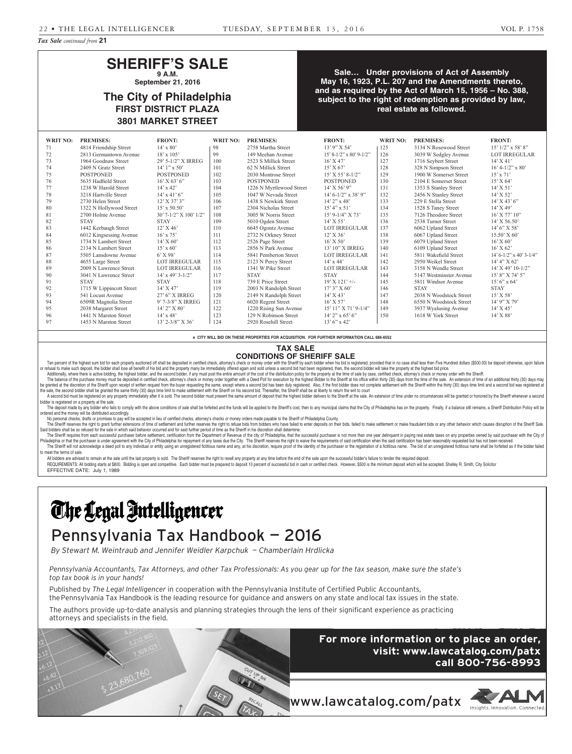*Tax Sale continued from* **21**

# SHERIFF'S SALE

**9 A.M.**
**September 21, 2016**

## The City of Philadelphia

**FIRST DISTRICT PLAZA**
**3801 MARKET STREET**

**Sale… Under provisions of Act of Assembly May 16, 1923, P.L. 207 and the Amendments thereto, and as required by the Act of March 15, 1956 – No. 388, subject to the right of redemption as provided by law, real estate as followed.**

| WRIT NO: | PREMISES: | FRONT: |
|---|---|---|
| 71 | 4814 Friendship Street | 14' x 80' |
| 72 | 2813 Germantown Avenue | 18' x 105' |
| 73 | 1964 Goodnaw Street | 29' 5-1/2" X IRREG |
| 74 | 2409 N Gratz Street | 14' 1" x 50' |
| 75 | POSTPONED | POSTPONED |
| 76 | 5635 Hadfield Street | 16' X 63' 6" |
| 77 | 1238 W Harold Street | 14' x 42' |
| 78 | 3218 Hartville Street | 14' x 41' 6" |
| 79 | 2730 Helen Street | 12' X 37' 3" |
| 80 | 1322 N Hollywood Street | 15' x 50.50' |
| 81 | 2700 Holme Avenue | 30' 7-1/2" X 100' 1/2" |
| 82 | STAY | STAY |
| 83 | 1442 Kerbaugh Street | 12' X 46' |
| 84 | 6012 Kingsessing Avenue | 16' x 75' |
| 85 | 1734 N Lambert Street | 14' X 60' |
| 86 | 2134 N Lambert Street | 15' x 60' |
| 87 | 5505 Lansdowne Avenue | 6' X 98' |
| 88 | 4655 Large Street | LOT IRREGULAR |
| 89 | 2009 N Lawrence Street | LOT IRREGULAR |
| 90 | 3041 N Lawrence Street | 14' x 49' 3-1/2" |
| 91 | STAY | STAY |
| 92 | 1715 W Lippincott Street | 14' X 47' |
| 93 | 541 Locust Avenue | 27' 6" X IRREG |
| 94 | 6509R Magnolia Street | 9' 7-3/8" X IRREG |
| 95 | 2038 Margaret Street | 14' 2" X 80' |
| 96 | 1441 N Marston Street | 14' x 48' |
| 97 | 1453 N Marston Street | 13' 2-3/8" X 36' |
| 98 | 2758 Martha Street | 13' 9" X 54' |
| 99 | 149 Meehan Avenue | 15' 8-1/2" x 80' 9-1/2" |
| 100 | 2523 S Millick Street | 16' X 47' |
| 101 | 62 N Millick Street | 15' X 67' |
| 102 | 2030 Montrose Street | 15' X 55' 8-1/2" |
| 103 | POSTPONED | POSTPONED |
| 104 | 1226 N Myrtlewood Street | 14' X 56' 9" |
| 105 | 1047 W Nevada Street | 14' 6-1/2" x 38' 9" |
| 106 | 1438 S Newkirk Street | 14' 2" x 48' |
| 107 | 2304 Nicholas Street | 15' 4" x 51' |
| 108 | 3005 W Norris Street | 15' 9-1/4" X 73' |
| 109 | 5010 Ogden Street | 14' X 55' |
| 110 | 6645 Ogontz Avenue | LOT IRREGULAR |
| 111 | 2732 N Orkney Street | 12' X 36' |
| 112 | 2526 Page Street | 16' X 50' |
| 113 | 2856 N Park Avenue | 13' 10" X IRREG |
| 114 | 5841 Pemberton Street | LOT IRREGULAR |
| 115 | 2123 N Percy Street | 14' x 44' |
| 116 | 1341 W Pike Street | LOT IRREGULAR |
| 117 | STAY | STAY |
| 118 | 739 E Price Street | 19' X 121' +/- |
| 119 | 2003 N Randolph Street | 17' 3" X 60' |
| 120 | 2149 N Randolph Street | 14' X 43' |
| 121 | 6020 Regent Street | 16' X 57' |
| 122 | 1220 Rising Sun Avenue | 15' 11" X 71' 9-1/4" |
| 123 | 129 N Robinson Street | 14' 2" x 65' 6" |
| 124 | 2920 Rosehill Street | 13' 6" x 42' |
| 125 | 3134 N Rosewood Street | 15' 1/2" x 58' 8" |
| 126 | 3039 W Sedgley Avenue | LOT IRREGULAR |
| 127 | 1716 Seybert Street | 14' X 41' |
| 128 | 328 N Simpson Street | 16' 4-1/2" x 80' |
| 129 | 1900 W Somerset Street | 15' x 71' |
| 130 | 2104 E Somerset Street | 15' X 64' |
| 131 | 1353 S Stanley Street | 14' X 51' |
| 132 | 2456 N Stanley Street | 14' X 52' |
| 133 | 229 E Stella Street | 14' X 43' 6" |
| 134 | 1528 S Taney Street | 14' X 49' |
| 135 | 7126 Theodore Street | 16' X 77' 10" |
| 136 | 2538 Turner Street | 14' X 56.50' |
| 137 | 6062 Upland Street | 14' 6" X 58' |
| 138 | 6067 Upland Street | 15.50' X 60' |
| 139 | 6079 Upland Street | 16' X 60' |
| 140 | 6109 Upland Street | 16' X 62' |
| 141 | 5811 Wakefield Street | 14' 6-1/2" x 40' 3-1/4" |
| 142 | 2950 Weikel Street | 14' 4" X 62' |
| 143 | 3158 N Wendle Street | 14' X 49' 10-1/2" |
| 144 | 5147 Westminster Avenue | 15' 8" X 74' 5" |
| 145 | 5811 Windsor Avenue | 15' 6" x 64' |
| 146 | STAY | STAY |
| 147 | 2038 N Woodstock Street | 15' X 58' |
| 148 | 6550 N Woodstock Street | 14' 9" X 79' |
| 149 | 3937 Wyalusing Avenue | 14' X 45' |
| 150 | 1618 W York Street | 14' X 88' |

**e CITY WILL BID ON THESE PROPERTIES FOR ACQUISITION. FOR FURTHER INFORMATION CALL 686-6552**

## TAX SALE
## CONDITIONS OF SHERIFF SALE

Ten percent of the highest sum bid for each property auctioned off shall be deposited in certified check, attorney's check or money order with the Sheriff by each bidder when his bid is registered, provided that in no case shall less then Five Hundred dollars ($500.00) be deposit otherwise, upon failure or refusal to make such deposit, the bidder shall lose all benefit of his bid and the property many be immediately offered again and sold unless a second bid had been registered, then, the second bidder will take the property at the highest bid price.

Additionally, where there is active bidding, the highest bidder, and the second bidder, if any must post the entire amount of the cost of the distribution policy for the property at the time of sale by case, certified check, attorney's check or money order with the Sheriff.

The balance of the purchase money must be deposited in certified check, attorney's check or money order together with a Deed Poll for execution by the highest Bidder to the Sheriff at his office within thirty (30) days from the time of the sale. An extension of time of an additional thirty (30) days may be granted at the discretion of the Sheriff upon receipt of written request from the buyer requesting the same, except where a second bid has been duly registered. Also, if the first bidder does not complete settlement with the Sheriff within the thirty (30) days time limit and a second bid was registered at the sale, the second bidder shall be granted the same thirty (30) days time limit to make settlement with the Sheriff on his second bid. Thereafter, the Sheriff shall be at liberty to return the writ to court

A second bid must be registered on any property immediately after it is sold. The second bidder must present the same amount of deposit that the highest bidder delivers to the Sheriff at the sale. An extension of time under no circumstances will be granted or honored by the Sheriff whenever a second bidder is registered on a property at the sale.

The deposit made by any bidder who fails to comply with the above conditions of sale shall be forfeited and the funds will be applied to the Sheriff's cost, then to any municipal claims that the City of Philadelphia has on the property. Finally, if a balance still remains, a Sheriff Distribution Policy will be ordered and the money will be distributed accordingly.

No personal checks, drafts or promises to pay will be accepted in lieu of certified checks, attorney's checks or money orders made payable to the Sheriff of Philadelphia County.

The Sheriff reserves the right to grant further extensions of time of settlement and further reserves the right to refuse bids from bidders who have failed to enter deposits on their bids, failed to make settlement or make fraudulent bids or any other behavior which causes disruption of the Sheriff Sale. Said bidders shall be so refused for the sale in which said behavior occurred and for said further period of time as the Sheriff in his discretion shall determine.

The Sheriff requires from each successful purchaser before settlement, certification from the Department of Revenue of the city of Philadelphia, that the successful purchaser is not more than one year delinquent in paying real estate taxes on any properties owned by said purchaser with the City of Philadelphia or that the purchaser is under agreement with the City of Philadelphia for repayment of any taxes due the City. The Sheriff reserves the right to waive the requirements of said certification when the said certification has been reasonably requested but has not been received.

The Sheriff will not acknowledge a deed poll to any individual or entity using an unregistered fictitious name and any, at his discretion, require proof of the identity of the purchaser or the registration of a fictitious name. The bid of an unregistered fictitious name shall be forfeited as if the bidder failed to meet the terms of sale.

All bidders are advised to remain at the sale until the last property is sold. The Sheriff reserves the right to resell any property at any time before the end of the sale upon the successful bidder's failure to tender the required deposit.

REQUIREMENTS: All bidding starts at $800. Bidding is open and competitive. Each bidder must be prepared to deposit 10 percent of successful bid in cash or certified check. However, $500 is the minimum deposit which will be accepted. Shelley R. Smith, City Solicitor

EFFECTIVE DATE: July 1, 1989

# The Legal Intelligencer

## Pennsylvania Tax Handbook — 2016

*By Stewart M. Weintraub and Jennifer Weidler Karpchuk — Chamberlain Hrdlicka*

*Pennsylvania Accountants, Tax Attorneys, and other Tax Professionals: As you gear up for the tax season, make sure the state's top tax book is in your hands!*

Published by *The Legal Intelligencer* in cooperation with the Pennsylvania Institute of Certified Public Accountants, the Pennsylvania Tax Handbook is the leading resource for guidance and answers on any state and local tax issues in the state.

The authors provide up-to-date analysis and planning strategies through the lens of their significant experience as practicing attorneys and specialists in the field.

**For more information or to place an order, visit: www.lawcatalog.com/patx call 800-756-8993**

www.lawcatalog.com/patx

ALM Insights. Innovation. Connected.